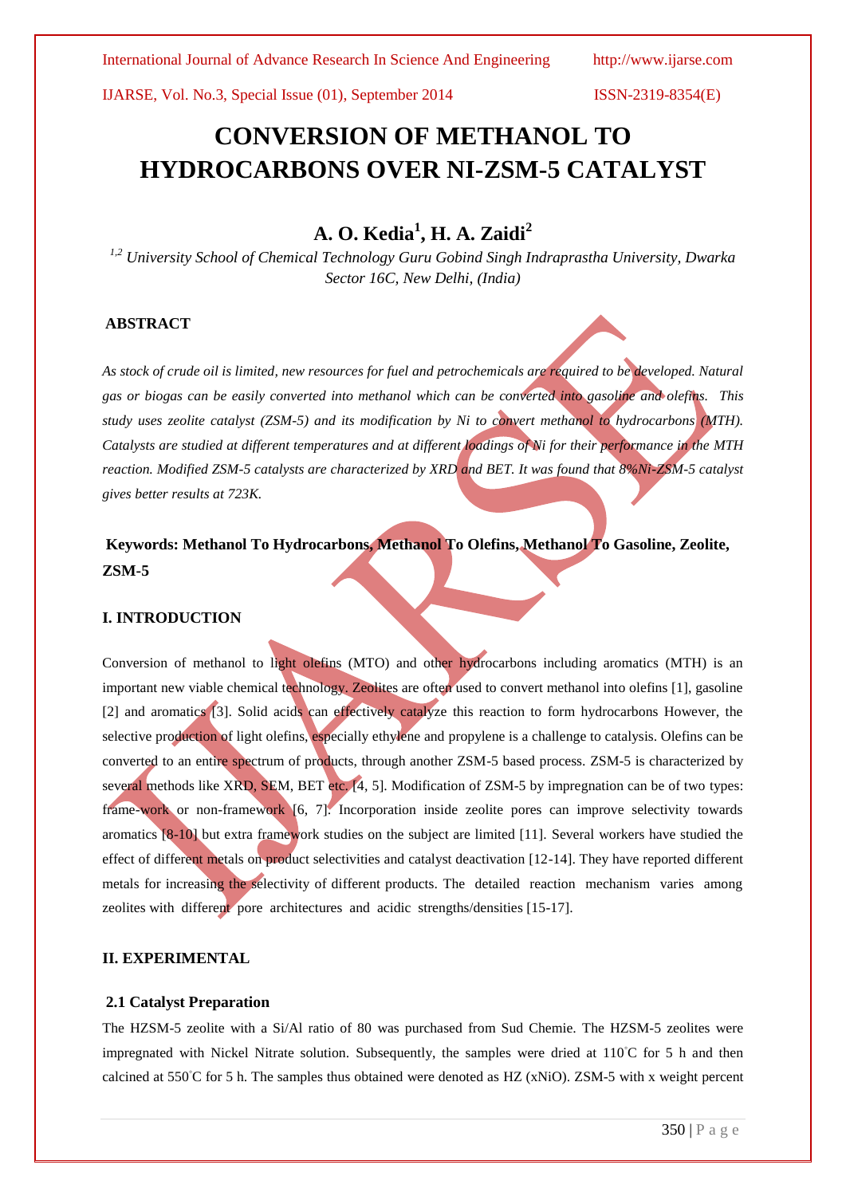# CONVERSION OF METHANOL TO HYDROCARBONS OVER NI-ZSM-5 CATALYST

## A. O. Kedia[1], H. A. Zaidi[2]

*[1,2] University School of Chemical Technology Guru Gobind Singh Indraprastha University, Dwarka Sector 16C, New Delhi, (India)*

### ABSTRACT

*As stock of crude oil is limited, new resources for fuel and petrochemicals are required to be developed. Natural gas or biogas can be easily converted into methanol which can be converted into gasoline and olefins. This study uses zeolite catalyst (ZSM-5) and its modification by Ni to convert methanol to hydrocarbons (MTH). Catalysts are studied at different temperatures and at different loadings of Ni for their performance in the MTH reaction. Modified ZSM-5 catalysts are characterized by XRD and BET. It was found that 8%Ni-ZSM-5 catalyst gives better results at 723K.*

**Keywords: Methanol To Hydrocarbons, Methanol To Olefins, Methanol To Gasoline, Zeolite, ZSM-5**

### I. INTRODUCTION

Conversion of methanol to light olefins (MTO) and other hydrocarbons including aromatics (MTH) is an important new viable chemical technology. Zeolites are often used to convert methanol into olefins [1], gasoline [2] and aromatics [3]. Solid acids can effectively catalyze this reaction to form hydrocarbons However, the selective production of light olefins, especially ethylene and propylene is a challenge to catalysis. Olefins can be converted to an entire spectrum of products, through another ZSM-5 based process. ZSM-5 is characterized by several methods like XRD, SEM, BET etc. [4, 5]. Modification of ZSM-5 by impregnation can be of two types: frame-work or non-framework [6, 7]. Incorporation inside zeolite pores can improve selectivity towards aromatics [8-10] but extra framework studies on the subject are limited [11]. Several workers have studied the effect of different metals on product selectivities and catalyst deactivation [12-14]. They have reported different metals for increasing the selectivity of different products. The detailed reaction mechanism varies among zeolites with different pore architectures and acidic strengths/densities [15-17].

### II. EXPERIMENTAL

#### 2.1 Catalyst Preparation

The HZSM-5 zeolite with a Si/Al ratio of 80 was purchased from Sud Chemie. The HZSM-5 zeolites were impregnated with Nickel Nitrate solution. Subsequently, the samples were dried at 110°C for 5 h and then calcined at 550°C for 5 h. The samples thus obtained were denoted as HZ (xNiO). ZSM-5 with x weight percent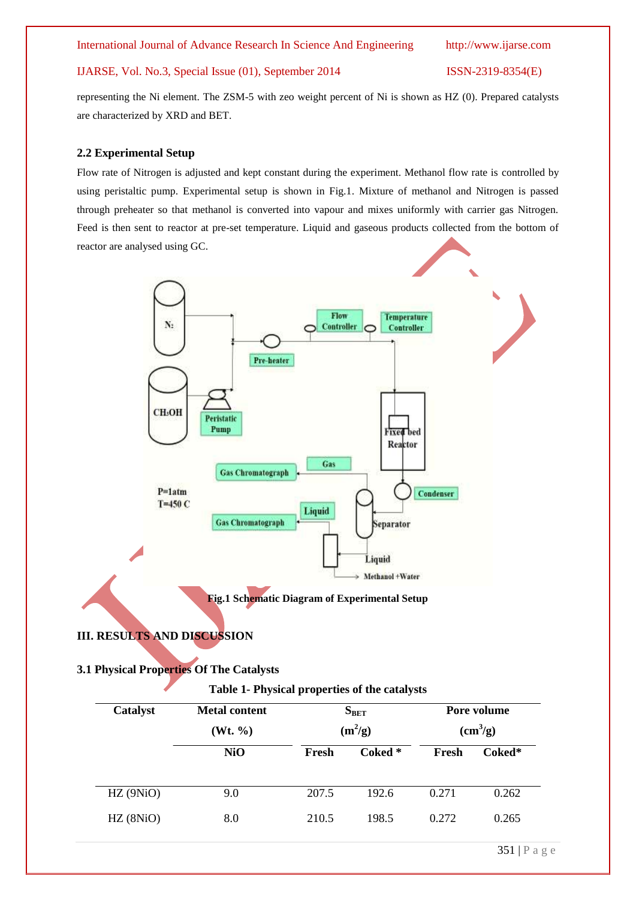representing the Ni element. The ZSM-5 with zeo weight percent of Ni is shown as HZ (0). Prepared catalysts are characterized by XRD and BET.

### 2.2 Experimental Setup

Flow rate of Nitrogen is adjusted and kept constant during the experiment. Methanol flow rate is controlled by using peristaltic pump. Experimental setup is shown in Fig.1. Mixture of methanol and Nitrogen is passed through preheater so that methanol is converted into vapour and mixes uniformly with carrier gas Nitrogen. Feed is then sent to reactor at pre-set temperature. Liquid and gaseous products collected from the bottom of reactor are analysed using GC.

**Fig.1 Schematic Diagram of Experimental Setup**

## III. RESULTS AND DISCUSSION

### 3.1 Physical Properties Of The Catalysts

**Table 1- Physical properties of the catalysts**

| Catalyst | Metal content (Wt. %) | $S_{BET}$ ($m^2/g$) | | Pore volume ($cm^3/g$) | |
|---|---|---|---|---|---|
| | NiO | Fresh | Coked * | Fresh | Coked* |
| HZ (9NiO) | 9.0 | 207.5 | 192.6 | 0.271 | 0.262 |
| HZ (8NiO) | 8.0 | 210.5 | 198.5 | 0.272 | 0.265 |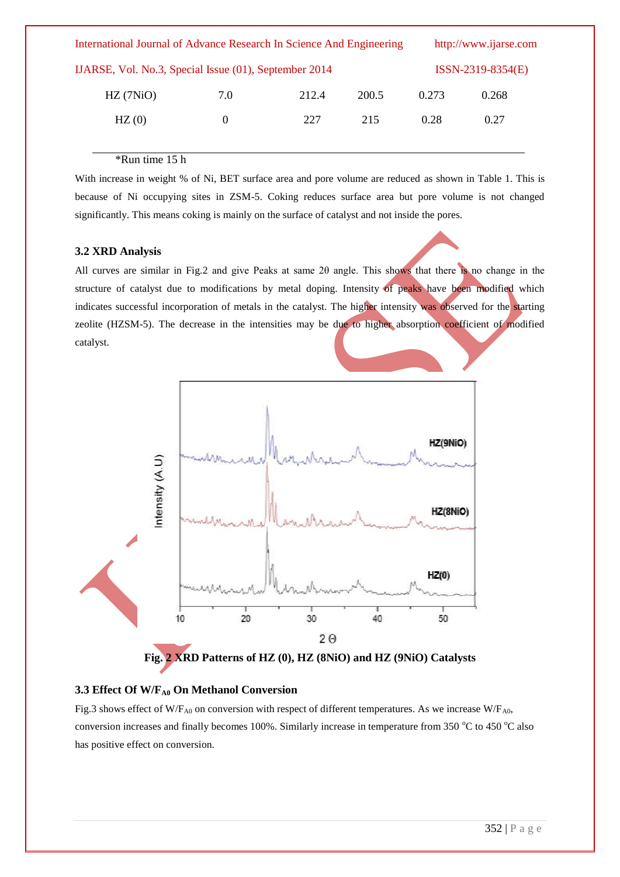| HZ (7NiO) | 7.0 | 212.4 | 200.5 | 0.273 | 0.268 |
|---|---|---|---|---|---|
| HZ (0) | 0 | 227 | 215 | 0.28 | 0.27 |

*Run time 15 h

With increase in weight % of Ni, BET surface area and pore volume are reduced as shown in Table 1. This is because of Ni occupying sites in ZSM-5. Coking reduces surface area but pore volume is not changed significantly. This means coking is mainly on the surface of catalyst and not inside the pores.

### 3.2 XRD Analysis

All curves are similar in Fig.2 and give Peaks at same 2θ angle. This shows that there is no change in the structure of catalyst due to modifications by metal doping. Intensity of peaks have been modified which indicates successful incorporation of metals in the catalyst. The higher intensity was observed for the starting zeolite (HZSM-5). The decrease in the intensities may be due to higher absorption coefficient of modified catalyst.

**Fig. 2 XRD Patterns of HZ (0), HZ (8NiO) and HZ (9NiO) Catalysts**

### 3.3 Effect Of $W/F_{A0}$ On Methanol Conversion

Fig.3 shows effect of $W/F_{A0}$ on conversion with respect of different temperatures. As we increase $W/F_{A0}$, conversion increases and finally becomes 100%. Similarly increase in temperature from 350 $^{o}$C to 450 $^{o}$C also has positive effect on conversion.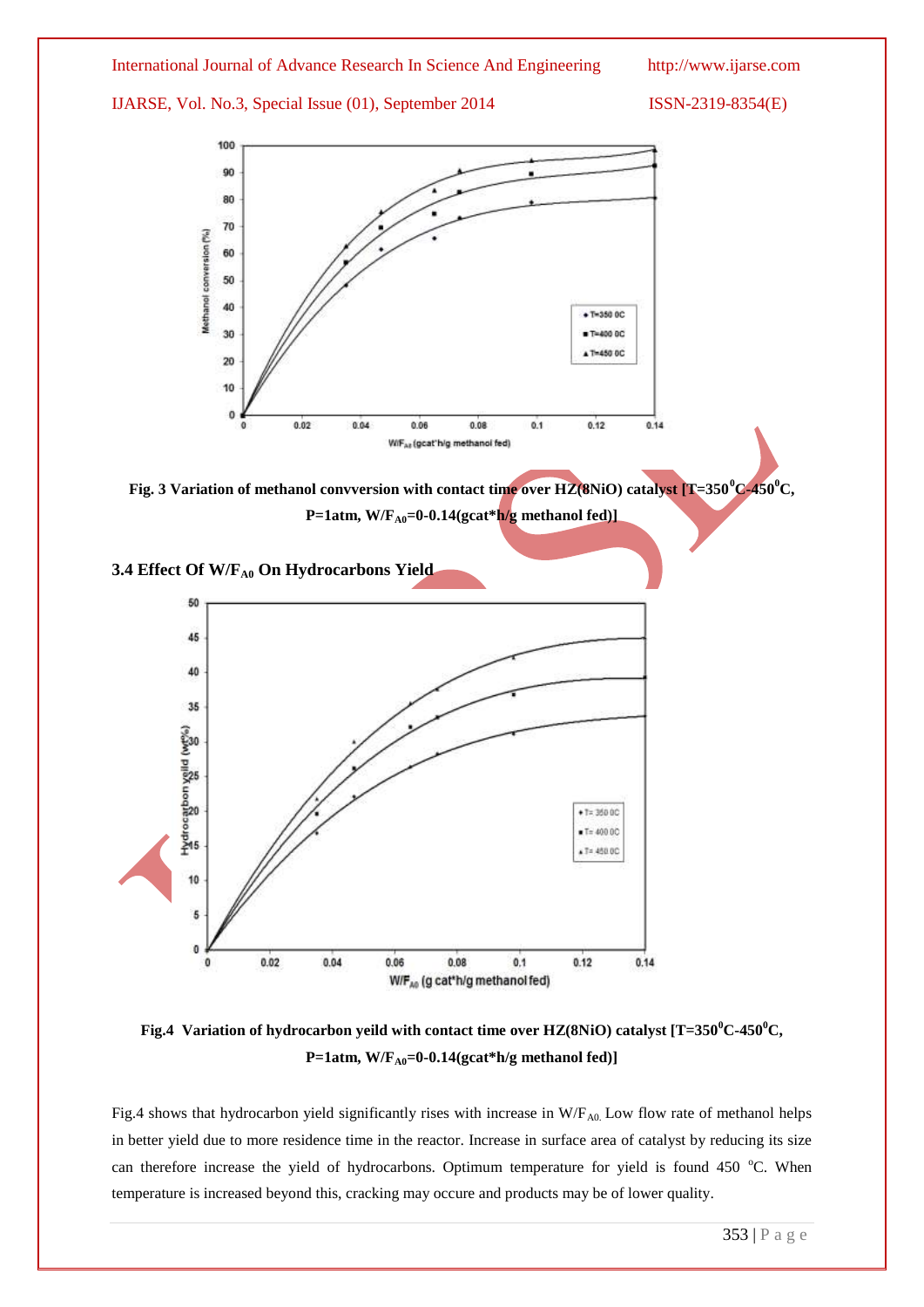Fig. 3 Variation of methanol convversion with contact time over HZ(8NiO) catalyst [$T=350^0C-450^0C$, $P=1atm$, $W/F_{A0}=0-0.14$(gcat*h/g methanol fed)]

### 3.4 Effect Of $W/F_{A0}$ On Hydrocarbons Yield

Fig.4 Variation of hydrocarbon yeild with contact time over HZ(8NiO) catalyst [$T=350^0C-450^0C$, $P=1atm$, $W/F_{A0}=0-0.14$(gcat*h/g methanol fed)]

Fig.4 shows that hydrocarbon yield significantly rises with increase in $W/F_{A0.}$ Low flow rate of methanol helps in better yield due to more residence time in the reactor. Increase in surface area of catalyst by reducing its size can therefore increase the yield of hydrocarbons. Optimum temperature for yield is found 450 $^oC$. When temperature is increased beyond this, cracking may occure and products may be of lower quality.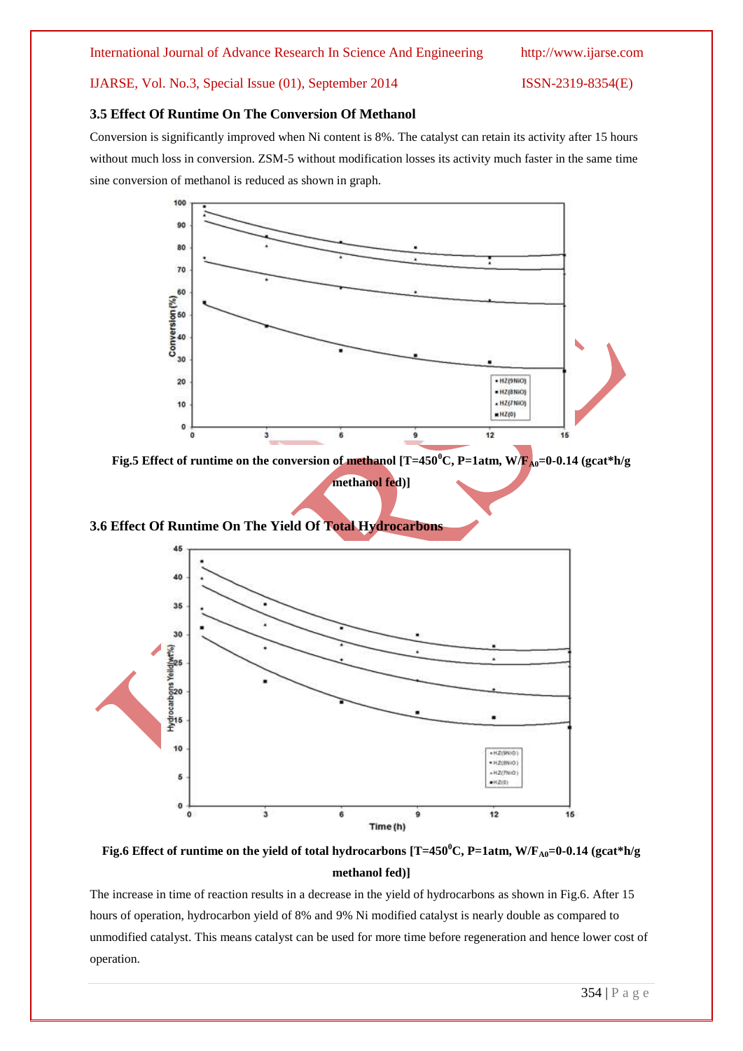### 3.5 Effect Of Runtime On The Conversion Of Methanol

Conversion is significantly improved when Ni content is 8%. The catalyst can retain its activity after 15 hours without much loss in conversion. ZSM-5 without modification losses its activity much faster in the same time sine conversion of methanol is reduced as shown in graph.

**Fig.5 Effect of runtime on the conversion of methanol [T=450$^0$C, P=1atm, W/F$_{A0}$=0-0.14 (gcat*h/g methanol fed)]**

### 3.6 Effect Of Runtime On The Yield Of Total Hydrocarbons

**Fig.6 Effect of runtime on the yield of total hydrocarbons [T=450$^0$C, P=1atm, W/F$_{A0}$=0-0.14 (gcat*h/g methanol fed)]**

The increase in time of reaction results in a decrease in the yield of hydrocarbons as shown in Fig.6. After 15 hours of operation, hydrocarbon yield of 8% and 9% Ni modified catalyst is nearly double as compared to unmodified catalyst. This means catalyst can be used for more time before regeneration and hence lower cost of operation.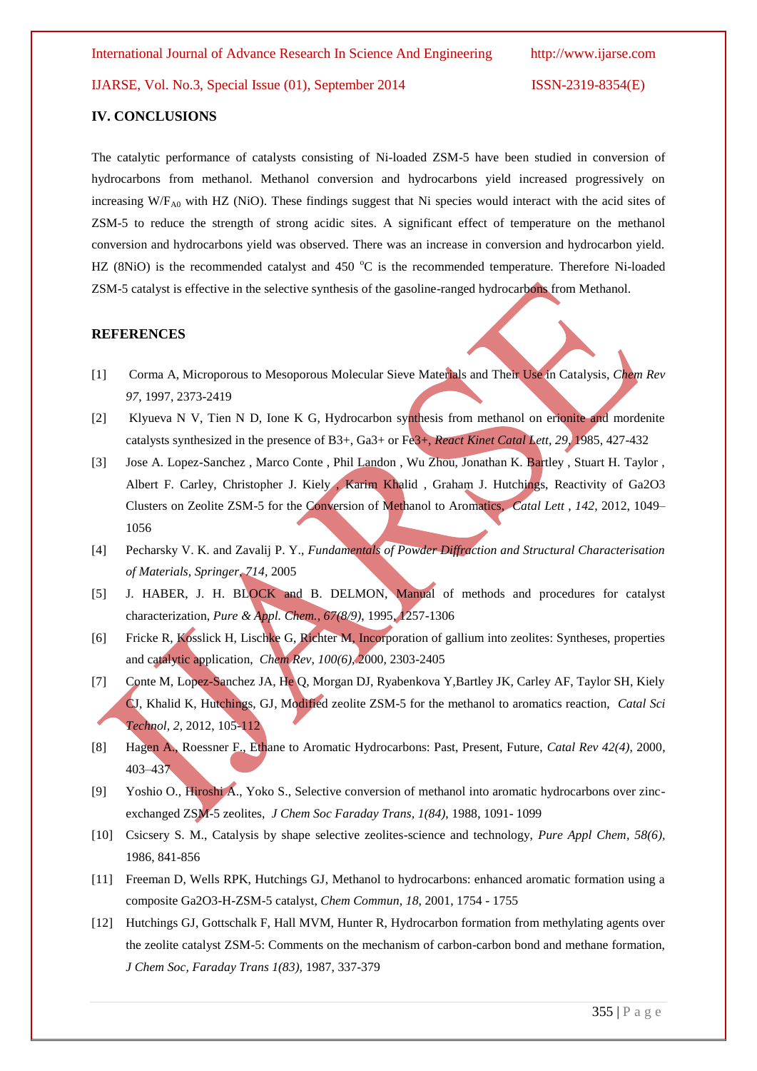## IV. CONCLUSIONS

The catalytic performance of catalysts consisting of Ni-loaded ZSM-5 have been studied in conversion of hydrocarbons from methanol. Methanol conversion and hydrocarbons yield increased progressively on increasing $W/F_{A0}$ with HZ (NiO). These findings suggest that Ni species would interact with the acid sites of ZSM-5 to reduce the strength of strong acidic sites. A significant effect of temperature on the methanol conversion and hydrocarbons yield was observed. There was an increase in conversion and hydrocarbon yield. HZ (8NiO) is the recommended catalyst and 450 $^{o}$C is the recommended temperature. Therefore Ni-loaded ZSM-5 catalyst is effective in the selective synthesis of the gasoline-ranged hydrocarbons from Methanol.

## REFERENCES

[1] Corma A, Microporous to Mesoporous Molecular Sieve Materials and Their Use in Catalysis, *Chem Rev 97*, 1997, 2373-2419

[2] Klyueva N V, Tien N D, Ione K G, Hydrocarbon synthesis from methanol on erionite and mordenite catalysts synthesized in the presence of B3+, Ga3+ or Fe3+, *React Kinet Catal Lett, 29*, 1985, 427-432

[3] Jose A. Lopez-Sanchez , Marco Conte , Phil Landon , Wu Zhou, Jonathan K. Bartley , Stuart H. Taylor , Albert F. Carley, Christopher J. Kiely , Karim Khalid , Graham J. Hutchings, Reactivity of Ga2O3 Clusters on Zeolite ZSM-5 for the Conversion of Methanol to Aromatics, *Catal Lett , 142*, 2012, 1049–1056

[4] Pecharsky V. K. and Zavalij P. Y., *Fundamentals of Powder Diffraction and Structural Characterisation of Materials, Springer, 714*, 2005

[5] J. HABER, J. H. BLOCK and B. DELMON, Manual of methods and procedures for catalyst characterization, *Pure & Appl. Chem., 67(8/9)*, 1995, 1257-1306

[6] Fricke R, Kosslick H, Lischke G, Richter M, Incorporation of gallium into zeolites: Syntheses, properties and catalytic application, *Chem Rev, 100(6)*, 2000, 2303-2405

[7] Conte M, Lopez-Sanchez JA, He Q, Morgan DJ, Ryabenkova Y,Bartley JK, Carley AF, Taylor SH, Kiely CJ, Khalid K, Hutchings, GJ, Modified zeolite ZSM-5 for the methanol to aromatics reaction, *Catal Sci Technol, 2*, 2012, 105-112

[8] Hagen A., Roessner F., Ethane to Aromatic Hydrocarbons: Past, Present, Future, *Catal Rev 42(4)*, 2000, 403–437

[9] Yoshio O., Hiroshi A., Yoko S., Selective conversion of methanol into aromatic hydrocarbons over zinc-exchanged ZSM-5 zeolites, *J Chem Soc Faraday Trans, 1(84)*, 1988, 1091- 1099

[10] Csicsery S. M., Catalysis by shape selective zeolites-science and technology, *Pure Appl Chem, 58(6)*, 1986, 841-856

[11] Freeman D, Wells RPK, Hutchings GJ, Methanol to hydrocarbons: enhanced aromatic formation using a composite Ga2O3-H-ZSM-5 catalyst, *Chem Commun, 18*, 2001, 1754 - 1755

[12] Hutchings GJ, Gottschalk F, Hall MVM, Hunter R, Hydrocarbon formation from methylating agents over the zeolite catalyst ZSM-5: Comments on the mechanism of carbon-carbon bond and methane formation, *J Chem Soc, Faraday Trans 1(83)*, 1987, 337-379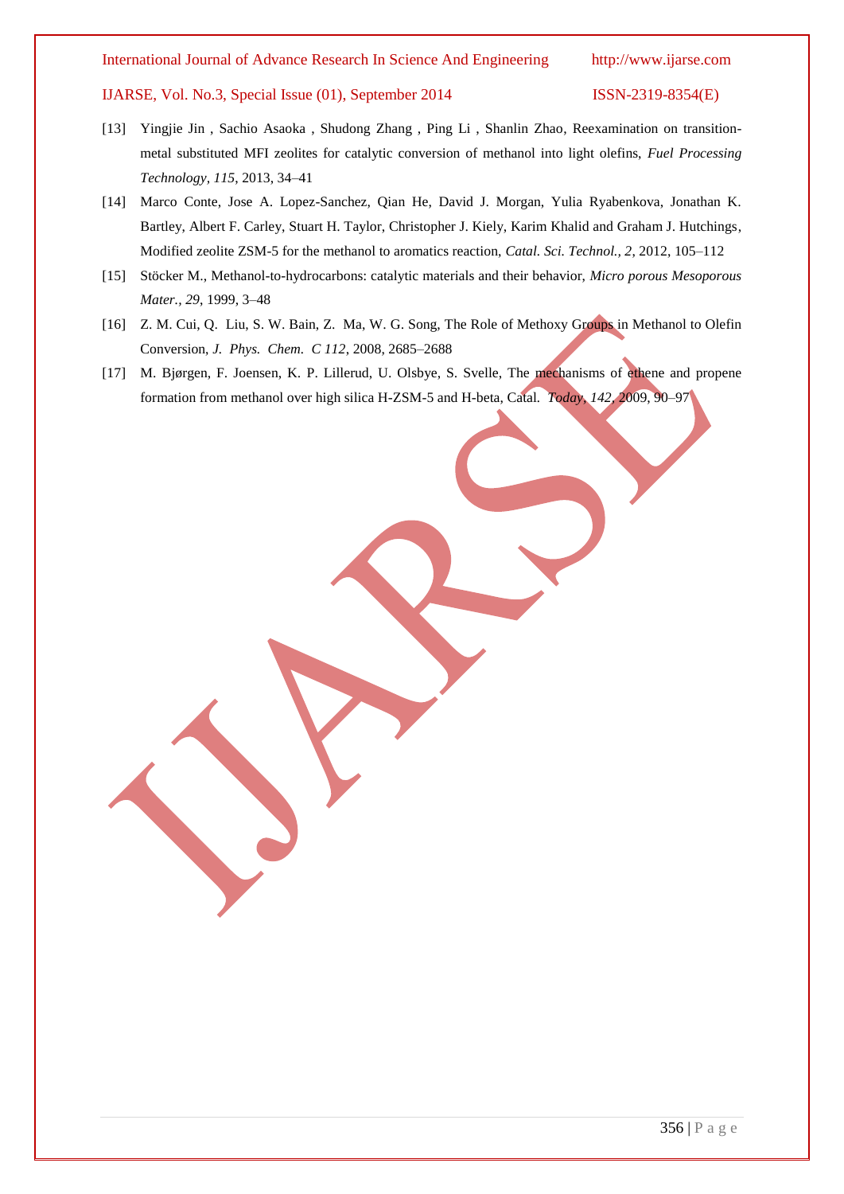[13] Yingjie Jin , Sachio Asaoka , Shudong Zhang , Ping Li , Shanlin Zhao, Reexamination on transition-metal substituted MFI zeolites for catalytic conversion of methanol into light olefins, *Fuel Processing Technology, 115*, 2013, 34–41

[14] Marco Conte, Jose A. Lopez-Sanchez, Qian He, David J. Morgan, Yulia Ryabenkova, Jonathan K. Bartley, Albert F. Carley, Stuart H. Taylor, Christopher J. Kiely, Karim Khalid and Graham J. Hutchings, Modified zeolite ZSM-5 for the methanol to aromatics reaction, *Catal. Sci. Technol., 2*, 2012, 105–112

[15] Stöcker M., Methanol-to-hydrocarbons: catalytic materials and their behavior, *Micro porous Mesoporous Mater., 29*, 1999, 3–48

[16] Z. M. Cui, Q. Liu, S. W. Bain, Z. Ma, W. G. Song, The Role of Methoxy Groups in Methanol to Olefin Conversion, *J. Phys. Chem. C 112*, 2008, 2685–2688

[17] M. Bjørgen, F. Joensen, K. P. Lillerud, U. Olsbye, S. Svelle, The mechanisms of ethene and propene formation from methanol over high silica H-ZSM-5 and H-beta, Catal. *Today, 142*, 2009, 90–97